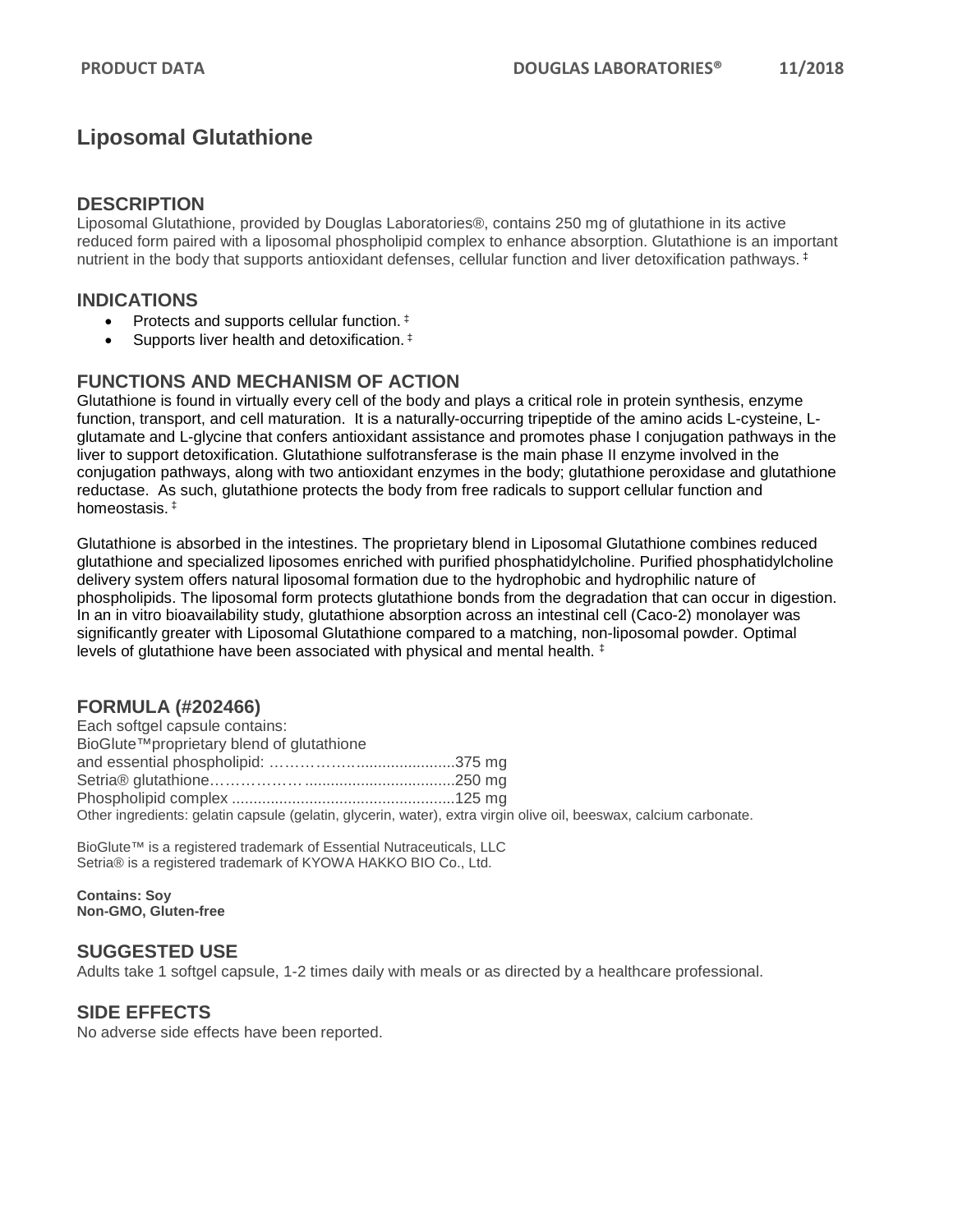# Liposomal Glutathione

## DESCRIPTION

Liposomal Glutathione, provided by Douglas Laboratories®, contains 250 mg of glutathione in its active reduced form paired with a liposomal phospholipid complex to enhance absorption. Glutathione is an important nutrient in the body that supports antioxidant defenses, cellular function and liver detoxification pathways. ‡

## INDICATIONS

- Protects and supports cellular function. ‡
- Supports liver health and detoxification. ‡

## FUNCTIONS AND MECHANISM OF ACTION

Glutathione is found in virtually every cell of the body and plays a critical role in protein synthesis, enzyme function, transport, and cell maturation. It is a naturally-occurring tripeptide of the amino acids L-cysteine, L-glutamate and L-glycine that confers antioxidant assistance and promotes phase I conjugation pathways in the liver to support detoxification. Glutathione sulfotransferase is the main phase II enzyme involved in the conjugation pathways, along with two antioxidant enzymes in the body; glutathione peroxidase and glutathione reductase. As such, glutathione protects the body from free radicals to support cellular function and homeostasis. ‡

Glutathione is absorbed in the intestines. The proprietary blend in Liposomal Glutathione combines reduced glutathione and specialized liposomes enriched with purified phosphatidylcholine. Purified phosphatidylcholine delivery system offers natural liposomal formation due to the hydrophobic and hydrophilic nature of phospholipids. The liposomal form protects glutathione bonds from the degradation that can occur in digestion. In an in vitro bioavailability study, glutathione absorption across an intestinal cell (Caco-2) monolayer was significantly greater with Liposomal Glutathione compared to a matching, non-liposomal powder. Optimal levels of glutathione have been associated with physical and mental health. ‡

## FORMULA (#202466)

Each softgel capsule contains:
BioGlute™proprietary blend of glutathione
and essential phospholipid: ………………......................375 mg
Setria® glutathione……………….................................250 mg
Phospholipid complex ....................................................125 mg
Other ingredients: gelatin capsule (gelatin, glycerin, water), extra virgin olive oil, beeswax, calcium carbonate.

BioGlute™ is a registered trademark of Essential Nutraceuticals, LLC
Setria® is a registered trademark of KYOWA HAKKO BIO Co., Ltd.

**Contains: Soy**
**Non-GMO, Gluten-free**

## SUGGESTED USE

Adults take 1 softgel capsule, 1-2 times daily with meals or as directed by a healthcare professional.

## SIDE EFFECTS

No adverse side effects have been reported.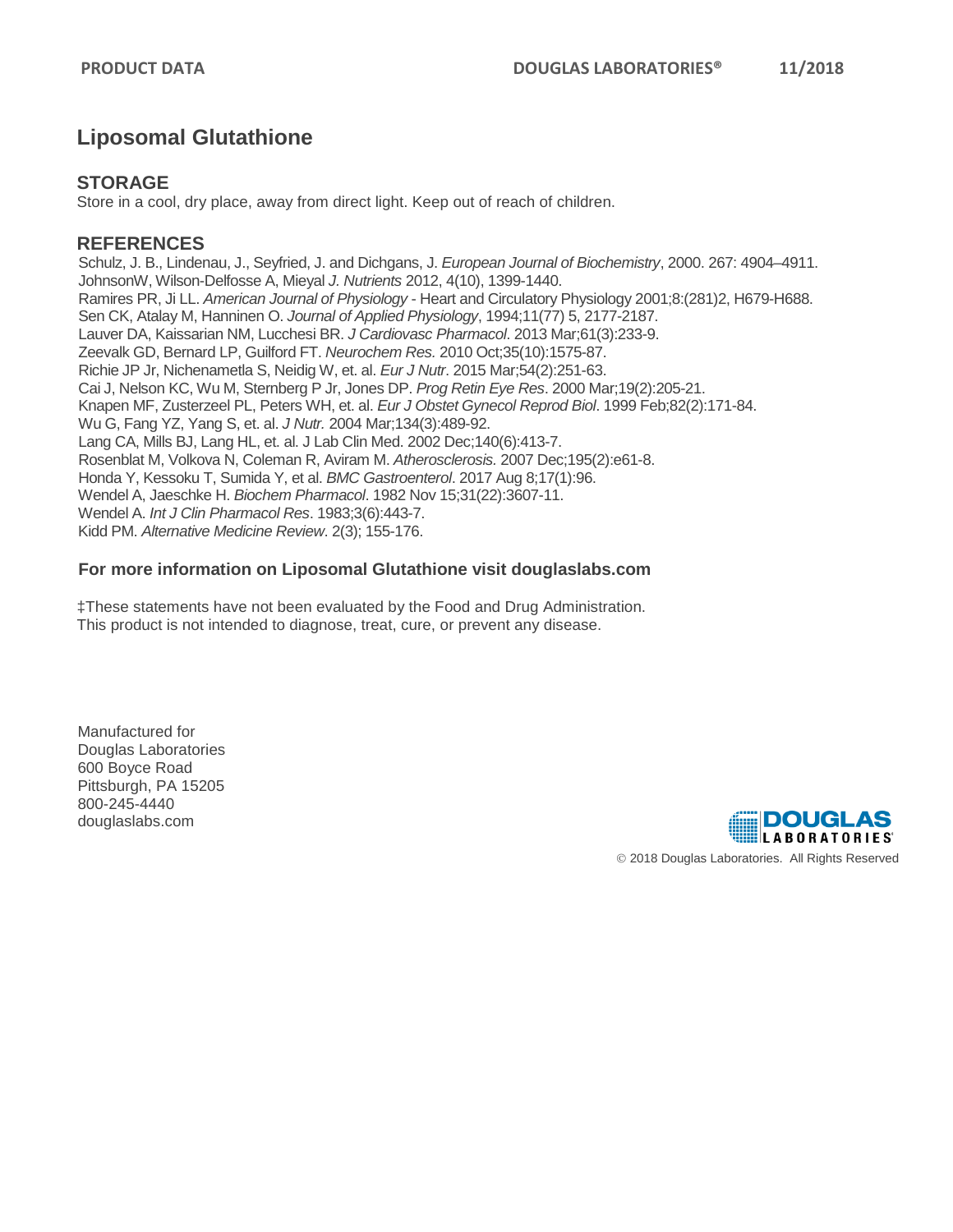# Liposomal Glutathione

## STORAGE

Store in a cool, dry place, away from direct light. Keep out of reach of children.

## REFERENCES

Schulz, J. B., Lindenau, J., Seyfried, J. and Dichgans, J. *European Journal of Biochemistry*, 2000. 267: 4904–4911.
JohnsonW, Wilson-Delfosse A, Mieyal *J. Nutrients* 2012, 4(10), 1399-1440.
Ramires PR, Ji LL. *American Journal of Physiology* - Heart and Circulatory Physiology 2001;8:(281)2, H679-H688.
Sen CK, Atalay M, Hanninen O. *Journal of Applied Physiology*, 1994;11(77) 5, 2177-2187.
Lauver DA, Kaissarian NM, Lucchesi BR. *J Cardiovasc Pharmacol*. 2013 Mar;61(3):233-9.
Zeevalk GD, Bernard LP, Guilford FT. *Neurochem Res.* 2010 Oct;35(10):1575-87.
Richie JP Jr, Nichenametla S, Neidig W, et. al. *Eur J Nutr*. 2015 Mar;54(2):251-63.
Cai J, Nelson KC, Wu M, Sternberg P Jr, Jones DP. *Prog Retin Eye Res*. 2000 Mar;19(2):205-21.
Knapen MF, Zusterzeel PL, Peters WH, et. al. *Eur J Obstet Gynecol Reprod Biol*. 1999 Feb;82(2):171-84.
Wu G, Fang YZ, Yang S, et. al. *J Nutr.* 2004 Mar;134(3):489-92.
Lang CA, Mills BJ, Lang HL, et. al. J Lab Clin Med. 2002 Dec;140(6):413-7.
Rosenblat M, Volkova N, Coleman R, Aviram M. *Atherosclerosis.* 2007 Dec;195(2):e61-8.
Honda Y, Kessoku T, Sumida Y, et al. *BMC Gastroenterol*. 2017 Aug 8;17(1):96.
Wendel A, Jaeschke H. *Biochem Pharmacol*. 1982 Nov 15;31(22):3607-11.
Wendel A. *Int J Clin Pharmacol Res*. 1983;3(6):443-7.
Kidd PM. *Alternative Medicine Review*. 2(3); 155-176.

**For more information on Liposomal Glutathione visit douglaslabs.com**

‡These statements have not been evaluated by the Food and Drug Administration.
This product is not intended to diagnose, treat, cure, or prevent any disease.

Manufactured for
Douglas Laboratories
600 Boyce Road
Pittsburgh, PA 15205
800-245-4440
douglaslabs.com

DOUGLAS LABORATORIES

© 2018 Douglas Laboratories. All Rights Reserved